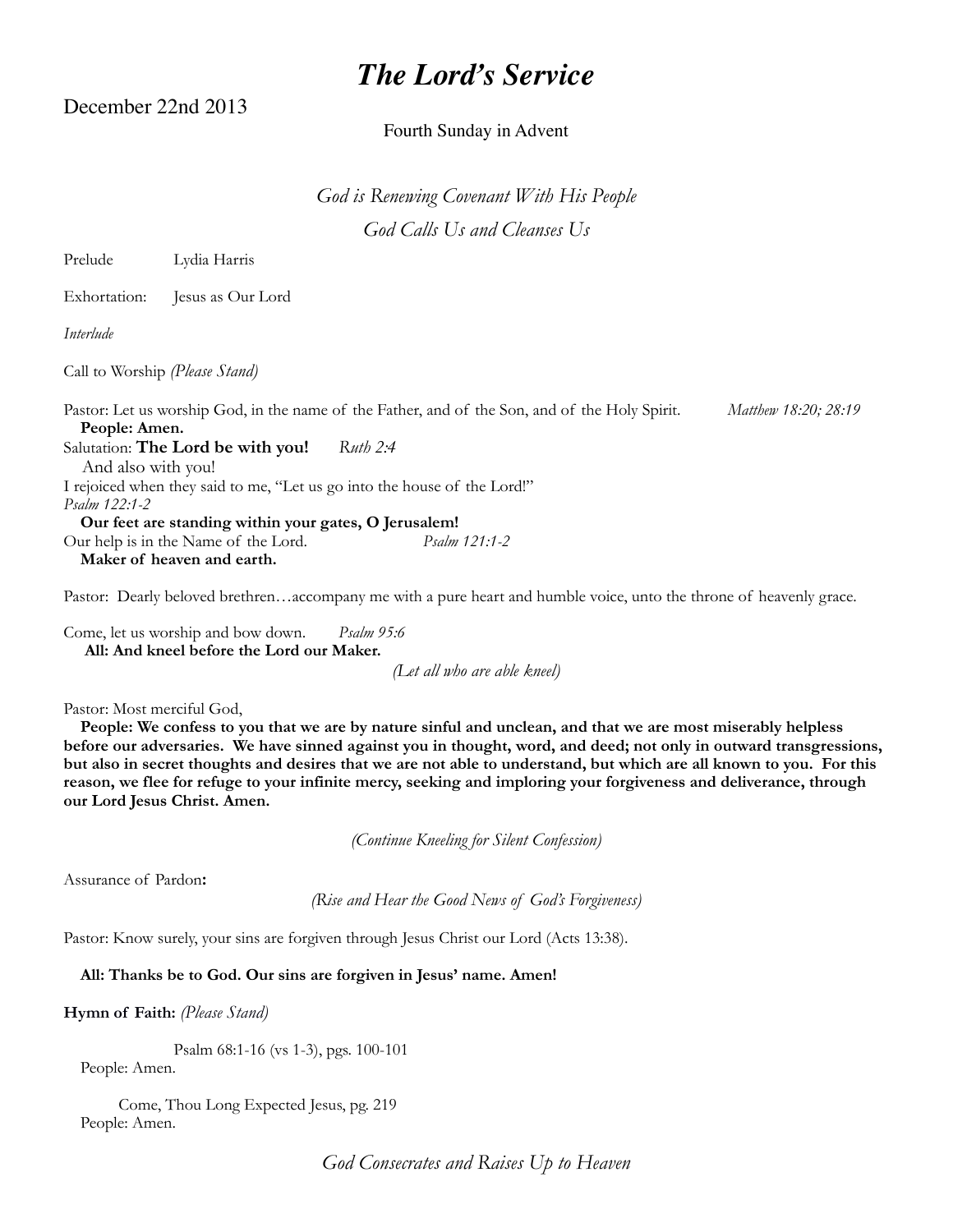# *The Lord's Service*

December 22nd 2013

Fourth Sunday in Advent

*God is Renewing Covenant With His People*

*God Calls Us and Cleanses Us*

Prelude Lydia Harris

Exhortation: Jesus as Our Lord

*Interlude*

Call to Worship *(Please Stand)*

Pastor: Let us worship God, in the name of the Father, and of the Son, and of the Holy Spirit. *Matthew 18:20; 28:19*

**People: Amen.**

Salutation: **The Lord be with you!** *Ruth 2:4*

And also with you!

I rejoiced when they said to me, "Let us go into the house of the Lord!" *Psalm 122:1-2*

**Our feet are standing within your gates, O Jerusalem!**

Our help is in the Name of the Lord. *Psalm 121:1-2*

**Maker of heaven and earth.**

Pastor: Dearly beloved brethren…accompany me with a pure heart and humble voice, unto the throne of heavenly grace.

Come, let us worship and bow down. *Psalm 95:6*

**All: And kneel before the Lord our Maker.**

*(Let all who are able kneel)*

Pastor: Most merciful God,

**People: We confess to you that we are by nature sinful and unclean, and that we are most miserably helpless before our adversaries. We have sinned against you in thought, word, and deed; not only in outward transgressions, but also in secret thoughts and desires that we are not able to understand, but which are all known to you. For this reason, we flee for refuge to your infinite mercy, seeking and imploring your forgiveness and deliverance, through our Lord Jesus Christ. Amen.**

*(Continue Kneeling for Silent Confession)*

Assurance of Pardon**:**

*(Rise and Hear the Good News of God's Forgiveness)*

Pastor: Know surely, your sins are forgiven through Jesus Christ our Lord (Acts 13:38).

**All: Thanks be to God. Our sins are forgiven in Jesus' name. Amen!**

**Hymn of Faith:** *(Please Stand)*

Psalm 68:1-16 (vs 1-3), pgs. 100-101

People: Amen.

Come, Thou Long Expected Jesus, pg. 219

People: Amen.

*God Consecrates and Raises Up to Heaven*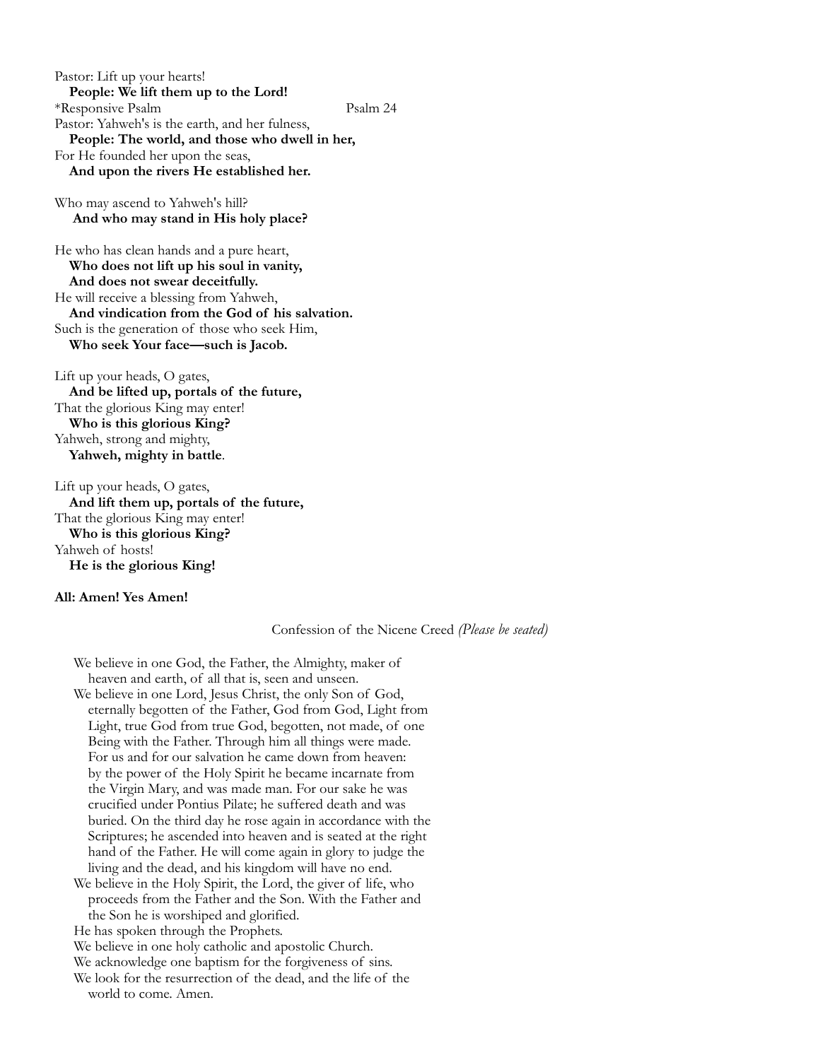Pastor: Lift up your hearts!
**People: We lift them up to the Lord!**

*Responsive Psalm Psalm 24

Pastor: Yahweh's is the earth, and her fulness,
**People: The world, and those who dwell in her,**
For He founded her upon the seas,
**And upon the rivers He established her.**

Who may ascend to Yahweh's hill?
**And who may stand in His holy place?**

He who has clean hands and a pure heart,
**Who does not lift up his soul in vanity,**
**And does not swear deceitfully.**
He will receive a blessing from Yahweh,
**And vindication from the God of his salvation.**
Such is the generation of those who seek Him,
**Who seek Your face—such is Jacob.**

Lift up your heads, O gates,
**And be lifted up, portals of the future,**
That the glorious King may enter!
**Who is this glorious King?**
Yahweh, strong and mighty,
**Yahweh, mighty in battle**.

Lift up your heads, O gates,
**And lift them up, portals of the future,**
That the glorious King may enter!
**Who is this glorious King?**
Yahweh of hosts!
**He is the glorious King!**

**All: Amen! Yes Amen!**

Confession of the Nicene Creed *(Please be seated)*

We believe in one God, the Father, the Almighty, maker of heaven and earth, of all that is, seen and unseen.
We believe in one Lord, Jesus Christ, the only Son of God, eternally begotten of the Father, God from God, Light from Light, true God from true God, begotten, not made, of one Being with the Father. Through him all things were made. For us and for our salvation he came down from heaven: by the power of the Holy Spirit he became incarnate from the Virgin Mary, and was made man. For our sake he was crucified under Pontius Pilate; he suffered death and was buried. On the third day he rose again in accordance with the Scriptures; he ascended into heaven and is seated at the right hand of the Father. He will come again in glory to judge the living and the dead, and his kingdom will have no end.
We believe in the Holy Spirit, the Lord, the giver of life, who proceeds from the Father and the Son. With the Father and the Son he is worshiped and glorified.
He has spoken through the Prophets.
We believe in one holy catholic and apostolic Church.
We acknowledge one baptism for the forgiveness of sins.
We look for the resurrection of the dead, and the life of the world to come. Amen.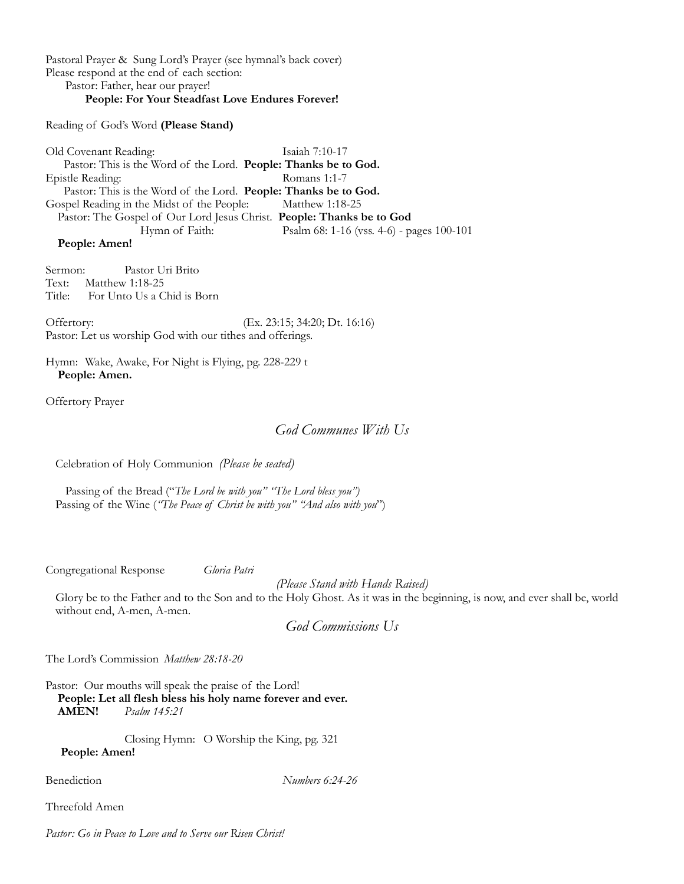Pastoral Prayer & Sung Lord's Prayer (see hymnal's back cover)
Please respond at the end of each section:
Pastor: Father, hear our prayer!
**People: For Your Steadfast Love Endures Forever!**

Reading of God's Word **(Please Stand)**

Old Covenant Reading: Isaiah 7:10-17
Pastor: This is the Word of the Lord. **People: Thanks be to God.**
Epistle Reading: Romans 1:1-7
Pastor: This is the Word of the Lord. **People: Thanks be to God.**
Gospel Reading in the Midst of the People: Matthew 1:18-25
Pastor: The Gospel of Our Lord Jesus Christ. **People: Thanks be to God**
Hymn of Faith: Psalm 68: 1-16 (vss. 4-6) - pages 100-101
**People: Amen!**

Sermon: Pastor Uri Brito
Text: Matthew 1:18-25
Title: For Unto Us a Chid is Born

Offertory: (Ex. 23:15; 34:20; Dt. 16:16)
Pastor: Let us worship God with our tithes and offerings.

Hymn: Wake, Awake, For Night is Flying, pg. 228-229 t
**People: Amen.**

Offertory Prayer

## *God Communes With Us*

Celebration of Holy Communion *(Please be seated)*

Passing of the Bread ("*The Lord be with you" "The Lord bless you")*
Passing of the Wine (*"The Peace of Christ be with you" "And also with you*")

Congregational Response *Gloria Patri*

*(Please Stand with Hands Raised)*

Glory be to the Father and to the Son and to the Holy Ghost. As it was in the beginning, is now, and ever shall be, world without end, A-men, A-men.

## *God Commissions Us*

The Lord's Commission *Matthew 28:18-20*

Pastor: Our mouths will speak the praise of the Lord!
**People: Let all flesh bless his holy name forever and ever.**
**AMEN!** *Psalm 145:21*

Closing Hymn: O Worship the King, pg. 321
**People: Amen!**

Benediction *Numbers 6:24-26*

Threefold Amen

*Pastor: Go in Peace to Love and to Serve our Risen Christ!*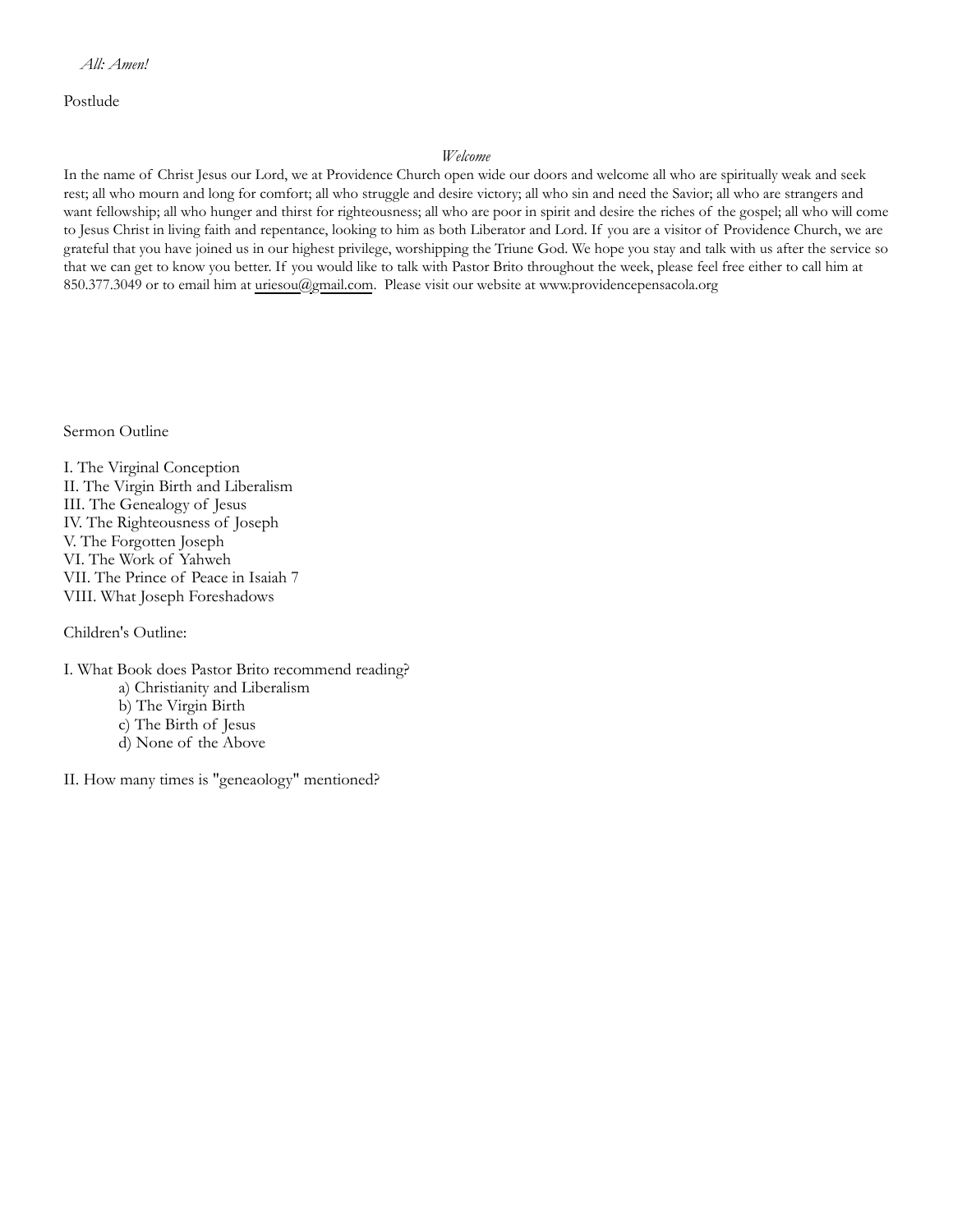*All: Amen!*

Postlude

*Welcome*

In the name of Christ Jesus our Lord, we at Providence Church open wide our doors and welcome all who are spiritually weak and seek rest; all who mourn and long for comfort; all who struggle and desire victory; all who sin and need the Savior; all who are strangers and want fellowship; all who hunger and thirst for righteousness; all who are poor in spirit and desire the riches of the gospel; all who will come to Jesus Christ in living faith and repentance, looking to him as both Liberator and Lord. If you are a visitor of Providence Church, we are grateful that you have joined us in our highest privilege, worshipping the Triune God. We hope you stay and talk with us after the service so that we can get to know you better. If you would like to talk with Pastor Brito throughout the week, please feel free either to call him at 850.377.3049 or to email him at uriesou@gmail.com. Please visit our website at www.providencepensacola.org

Sermon Outline

I. The Virginal Conception
II. The Virgin Birth and Liberalism
III. The Genealogy of Jesus
IV. The Righteousness of Joseph
V. The Forgotten Joseph
VI. The Work of Yahweh
VII. The Prince of Peace in Isaiah 7
VIII. What Joseph Foreshadows

Children's Outline:

I. What Book does Pastor Brito recommend reading?
- a) Christianity and Liberalism
- b) The Virgin Birth
- c) The Birth of Jesus
- d) None of the Above

II. How many times is "geneaology" mentioned?